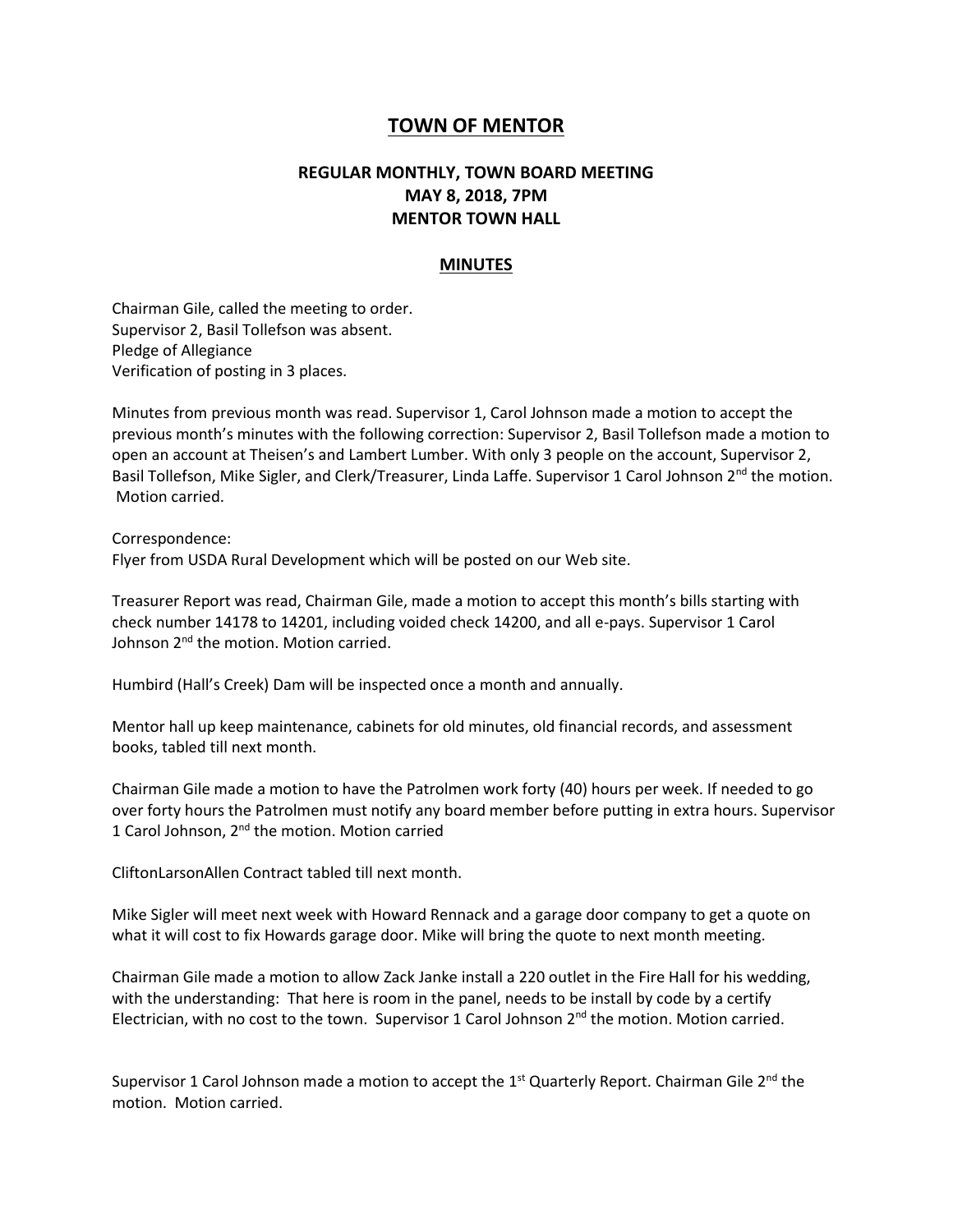# TOWN OF MENTOR

## REGULAR MONTHLY, TOWN BOARD MEETING
## MAY 8, 2018, 7PM
## MENTOR TOWN HALL

### MINUTES

Chairman Gile, called the meeting to order.
Supervisor 2, Basil Tollefson was absent.
Pledge of Allegiance
Verification of posting in 3 places.

Minutes from previous month was read. Supervisor 1, Carol Johnson made a motion to accept the previous month's minutes with the following correction: Supervisor 2, Basil Tollefson made a motion to open an account at Theisen's and Lambert Lumber. With only 3 people on the account, Supervisor 2, Basil Tollefson, Mike Sigler, and Clerk/Treasurer, Linda Laffe. Supervisor 1 Carol Johnson 2nd the motion. Motion carried.

Correspondence:
Flyer from USDA Rural Development which will be posted on our Web site.

Treasurer Report was read, Chairman Gile, made a motion to accept this month's bills starting with check number 14178 to 14201, including voided check 14200, and all e-pays. Supervisor 1 Carol Johnson 2nd the motion. Motion carried.

Humbird (Hall's Creek) Dam will be inspected once a month and annually.

Mentor hall up keep maintenance, cabinets for old minutes, old financial records, and assessment books, tabled till next month.

Chairman Gile made a motion to have the Patrolmen work forty (40) hours per week. If needed to go over forty hours the Patrolmen must notify any board member before putting in extra hours. Supervisor 1 Carol Johnson, 2nd the motion. Motion carried

CliftonLarsonAllen Contract tabled till next month.

Mike Sigler will meet next week with Howard Rennack and a garage door company to get a quote on what it will cost to fix Howards garage door. Mike will bring the quote to next month meeting.

Chairman Gile made a motion to allow Zack Janke install a 220 outlet in the Fire Hall for his wedding, with the understanding: That here is room in the panel, needs to be install by code by a certify Electrician, with no cost to the town. Supervisor 1 Carol Johnson 2nd the motion. Motion carried.

Supervisor 1 Carol Johnson made a motion to accept the 1st Quarterly Report. Chairman Gile 2nd the motion. Motion carried.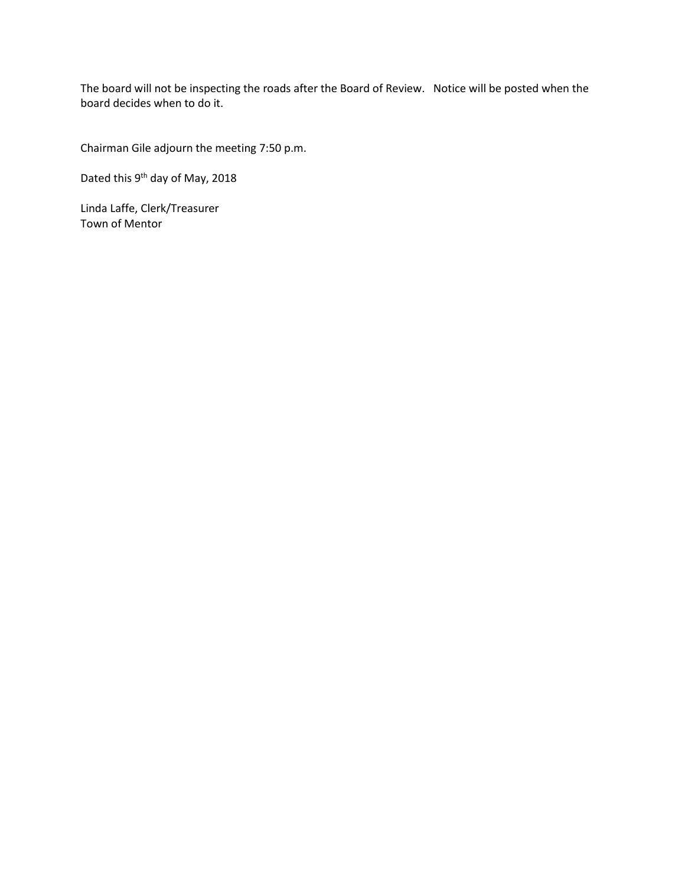The board will not be inspecting the roads after the Board of Review. Notice will be posted when the board decides when to do it.

Chairman Gile adjourn the meeting 7:50 p.m.

Dated this 9th day of May, 2018

Linda Laffe, Clerk/Treasurer
Town of Mentor